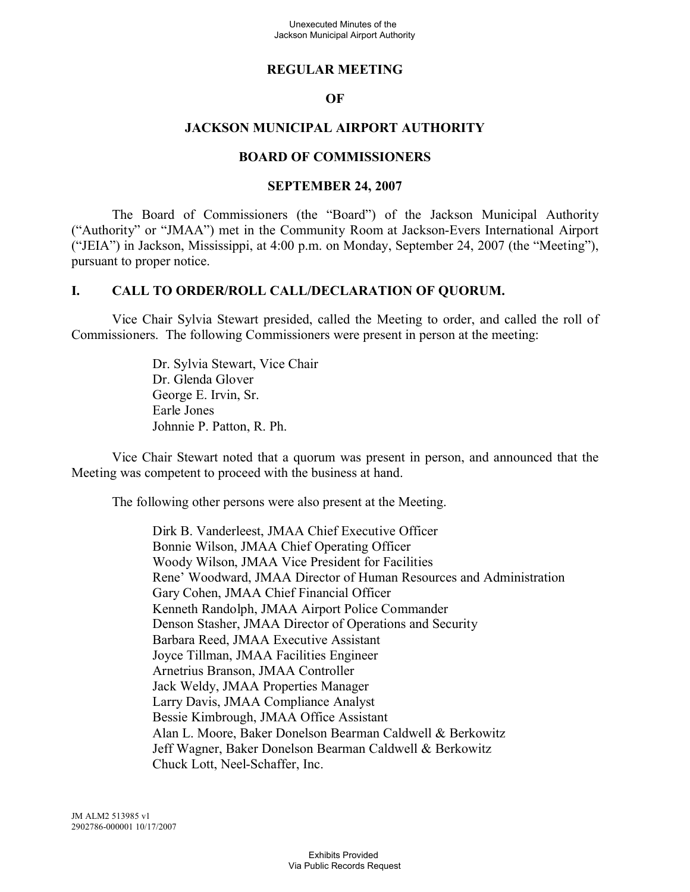# REGULAR MEETING

# OF

# JACKSON MUNICIPAL AIRPORT AUTHORITY

# BOARD OF COMMISSIONERS

# SEPTEMBER 24, 2007

The Board of Commissioners (the "Board") of the Jackson Municipal Authority ("Authority" or "JMAA") met in the Community Room at Jackson-Evers International Airport ("JEIA") in Jackson, Mississippi, at 4:00 p.m. on Monday, September 24, 2007 (the "Meeting"), pursuant to proper notice.

## I. CALL TO ORDER/ROLL CALL/DECLARATION OF QUORUM.

Vice Chair Sylvia Stewart presided, called the Meeting to order, and called the roll of Commissioners. The following Commissioners were present in person at the meeting:

Dr. Sylvia Stewart, Vice Chair
Dr. Glenda Glover
George E. Irvin, Sr.
Earle Jones
Johnnie P. Patton, R. Ph.

Vice Chair Stewart noted that a quorum was present in person, and announced that the Meeting was competent to proceed with the business at hand.

The following other persons were also present at the Meeting.

Dirk B. Vanderleest, JMAA Chief Executive Officer
Bonnie Wilson, JMAA Chief Operating Officer
Woody Wilson, JMAA Vice President for Facilities
Rene' Woodward, JMAA Director of Human Resources and Administration
Gary Cohen, JMAA Chief Financial Officer
Kenneth Randolph, JMAA Airport Police Commander
Denson Stasher, JMAA Director of Operations and Security
Barbara Reed, JMAA Executive Assistant
Joyce Tillman, JMAA Facilities Engineer
Arnetrius Branson, JMAA Controller
Jack Weldy, JMAA Properties Manager
Larry Davis, JMAA Compliance Analyst
Bessie Kimbrough, JMAA Office Assistant
Alan L. Moore, Baker Donelson Bearman Caldwell & Berkowitz
Jeff Wagner, Baker Donelson Bearman Caldwell & Berkowitz
Chuck Lott, Neel-Schaffer, Inc.

JM ALM2 513985 v1
2902786-000001 10/17/2007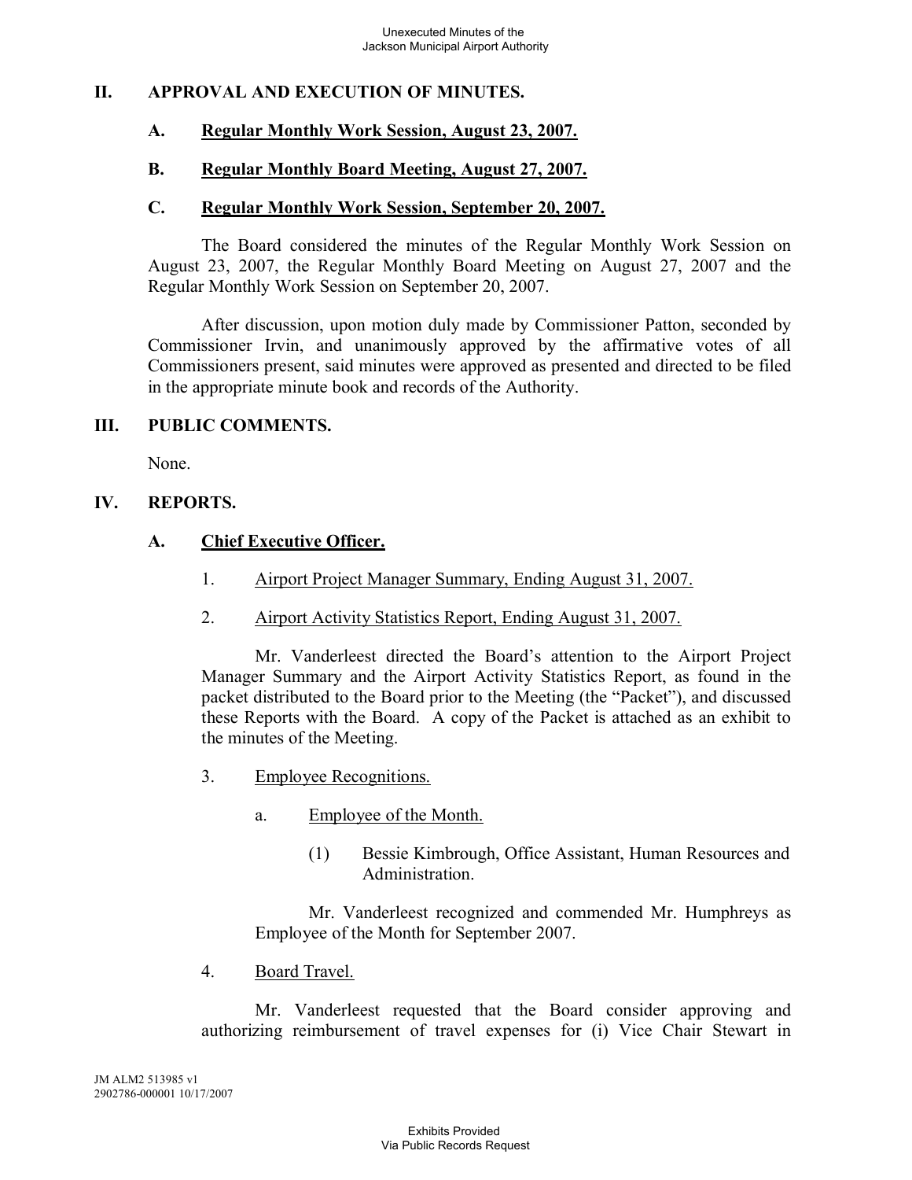## II. APPROVAL AND EXECUTION OF MINUTES.

### A. Regular Monthly Work Session, August 23, 2007.

### B. Regular Monthly Board Meeting, August 27, 2007.

### C. Regular Monthly Work Session, September 20, 2007.

The Board considered the minutes of the Regular Monthly Work Session on August 23, 2007, the Regular Monthly Board Meeting on August 27, 2007 and the Regular Monthly Work Session on September 20, 2007.

After discussion, upon motion duly made by Commissioner Patton, seconded by Commissioner Irvin, and unanimously approved by the affirmative votes of all Commissioners present, said minutes were approved as presented and directed to be filed in the appropriate minute book and records of the Authority.

## III. PUBLIC COMMENTS.

None.

## IV. REPORTS.

### A. Chief Executive Officer.

1. Airport Project Manager Summary, Ending August 31, 2007.

2. Airport Activity Statistics Report, Ending August 31, 2007.

Mr. Vanderleest directed the Board's attention to the Airport Project Manager Summary and the Airport Activity Statistics Report, as found in the packet distributed to the Board prior to the Meeting (the "Packet"), and discussed these Reports with the Board. A copy of the Packet is attached as an exhibit to the minutes of the Meeting.

3. Employee Recognitions.

   a. Employee of the Month.

      (1) Bessie Kimbrough, Office Assistant, Human Resources and Administration.

   Mr. Vanderleest recognized and commended Mr. Humphreys as Employee of the Month for September 2007.

4. Board Travel.

Mr. Vanderleest requested that the Board consider approving and authorizing reimbursement of travel expenses for (i) Vice Chair Stewart in

JM ALM2 513985 v1
2902786-000001 10/17/2007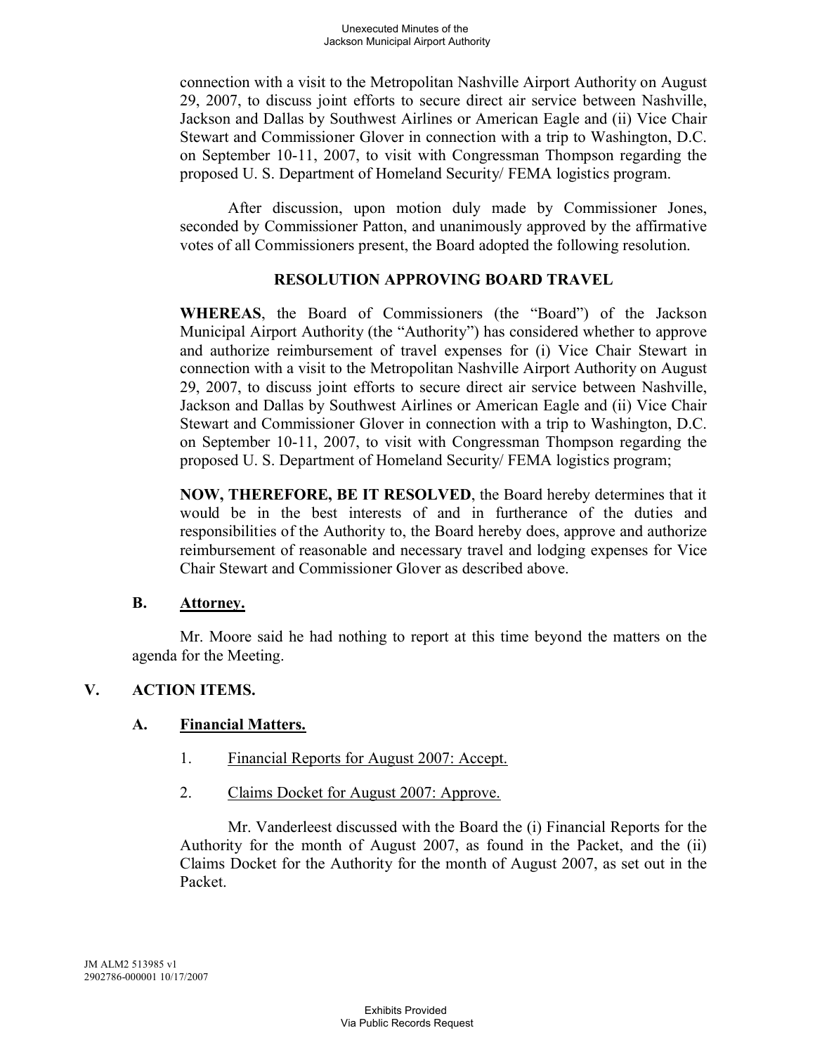connection with a visit to the Metropolitan Nashville Airport Authority on August 29, 2007, to discuss joint efforts to secure direct air service between Nashville, Jackson and Dallas by Southwest Airlines or American Eagle and (ii) Vice Chair Stewart and Commissioner Glover in connection with a trip to Washington, D.C. on September 10-11, 2007, to visit with Congressman Thompson regarding the proposed U. S. Department of Homeland Security/ FEMA logistics program.

After discussion, upon motion duly made by Commissioner Jones, seconded by Commissioner Patton, and unanimously approved by the affirmative votes of all Commissioners present, the Board adopted the following resolution.

**RESOLUTION APPROVING BOARD TRAVEL**

**WHEREAS**, the Board of Commissioners (the "Board") of the Jackson Municipal Airport Authority (the "Authority") has considered whether to approve and authorize reimbursement of travel expenses for (i) Vice Chair Stewart in connection with a visit to the Metropolitan Nashville Airport Authority on August 29, 2007, to discuss joint efforts to secure direct air service between Nashville, Jackson and Dallas by Southwest Airlines or American Eagle and (ii) Vice Chair Stewart and Commissioner Glover in connection with a trip to Washington, D.C. on September 10-11, 2007, to visit with Congressman Thompson regarding the proposed U. S. Department of Homeland Security/ FEMA logistics program;

**NOW, THEREFORE, BE IT RESOLVED**, the Board hereby determines that it would be in the best interests of and in furtherance of the duties and responsibilities of the Authority to, the Board hereby does, approve and authorize reimbursement of reasonable and necessary travel and lodging expenses for Vice Chair Stewart and Commissioner Glover as described above.

### B. Attorney.

Mr. Moore said he had nothing to report at this time beyond the matters on the agenda for the Meeting.

## V. ACTION ITEMS.

### A. Financial Matters.

1. Financial Reports for August 2007: Accept.

2. Claims Docket for August 2007: Approve.

Mr. Vanderleest discussed with the Board the (i) Financial Reports for the Authority for the month of August 2007, as found in the Packet, and the (ii) Claims Docket for the Authority for the month of August 2007, as set out in the Packet.

JM ALM2 513985 v1
2902786-000001 10/17/2007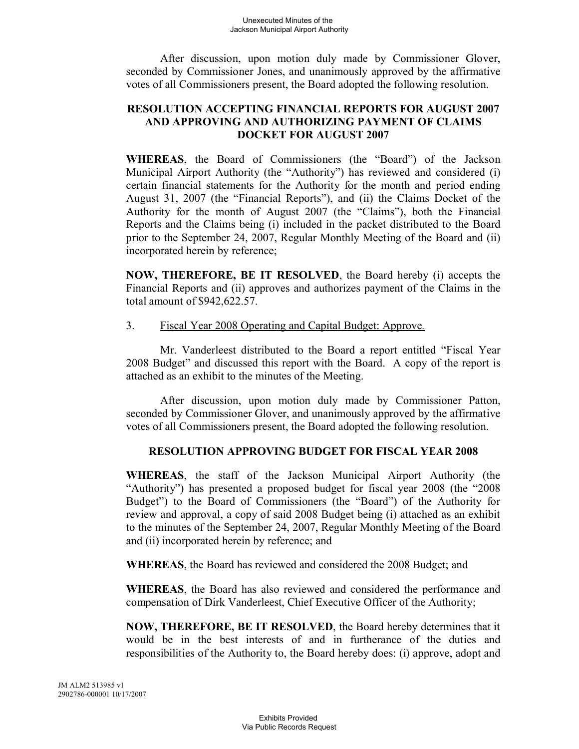After discussion, upon motion duly made by Commissioner Glover, seconded by Commissioner Jones, and unanimously approved by the affirmative votes of all Commissioners present, the Board adopted the following resolution.

**RESOLUTION ACCEPTING FINANCIAL REPORTS FOR AUGUST 2007 AND APPROVING AND AUTHORIZING PAYMENT OF CLAIMS DOCKET FOR AUGUST 2007**

**WHEREAS**, the Board of Commissioners (the "Board") of the Jackson Municipal Airport Authority (the "Authority") has reviewed and considered (i) certain financial statements for the Authority for the month and period ending August 31, 2007 (the "Financial Reports"), and (ii) the Claims Docket of the Authority for the month of August 2007 (the "Claims"), both the Financial Reports and the Claims being (i) included in the packet distributed to the Board prior to the September 24, 2007, Regular Monthly Meeting of the Board and (ii) incorporated herein by reference;

**NOW, THEREFORE, BE IT RESOLVED**, the Board hereby (i) accepts the Financial Reports and (ii) approves and authorizes payment of the Claims in the total amount of $942,622.57.

3. Fiscal Year 2008 Operating and Capital Budget: Approve.

Mr. Vanderleest distributed to the Board a report entitled "Fiscal Year 2008 Budget" and discussed this report with the Board. A copy of the report is attached as an exhibit to the minutes of the Meeting.

After discussion, upon motion duly made by Commissioner Patton, seconded by Commissioner Glover, and unanimously approved by the affirmative votes of all Commissioners present, the Board adopted the following resolution.

**RESOLUTION APPROVING BUDGET FOR FISCAL YEAR 2008**

**WHEREAS**, the staff of the Jackson Municipal Airport Authority (the "Authority") has presented a proposed budget for fiscal year 2008 (the "2008 Budget") to the Board of Commissioners (the "Board") of the Authority for review and approval, a copy of said 2008 Budget being (i) attached as an exhibit to the minutes of the September 24, 2007, Regular Monthly Meeting of the Board and (ii) incorporated herein by reference; and

**WHEREAS**, the Board has reviewed and considered the 2008 Budget; and

**WHEREAS**, the Board has also reviewed and considered the performance and compensation of Dirk Vanderleest, Chief Executive Officer of the Authority;

**NOW, THEREFORE, BE IT RESOLVED**, the Board hereby determines that it would be in the best interests of and in furtherance of the duties and responsibilities of the Authority to, the Board hereby does: (i) approve, adopt and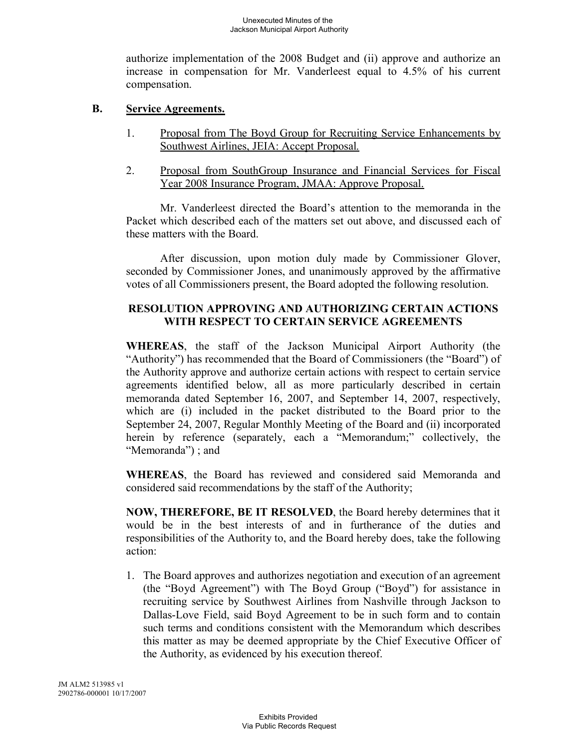authorize implementation of the 2008 Budget and (ii) approve and authorize an increase in compensation for Mr. Vanderleest equal to 4.5% of his current compensation.

**B. Service Agreements.**

1. Proposal from The Boyd Group for Recruiting Service Enhancements by Southwest Airlines, JEIA: Accept Proposal.

2. Proposal from SouthGroup Insurance and Financial Services for Fiscal Year 2008 Insurance Program, JMAA: Approve Proposal.

Mr. Vanderleest directed the Board's attention to the memoranda in the Packet which described each of the matters set out above, and discussed each of these matters with the Board.

After discussion, upon motion duly made by Commissioner Glover, seconded by Commissioner Jones, and unanimously approved by the affirmative votes of all Commissioners present, the Board adopted the following resolution.

**RESOLUTION APPROVING AND AUTHORIZING CERTAIN ACTIONS WITH RESPECT TO CERTAIN SERVICE AGREEMENTS**

**WHEREAS**, the staff of the Jackson Municipal Airport Authority (the "Authority") has recommended that the Board of Commissioners (the "Board") of the Authority approve and authorize certain actions with respect to certain service agreements identified below, all as more particularly described in certain memoranda dated September 16, 2007, and September 14, 2007, respectively, which are (i) included in the packet distributed to the Board prior to the September 24, 2007, Regular Monthly Meeting of the Board and (ii) incorporated herein by reference (separately, each a "Memorandum;" collectively, the "Memoranda") ; and

**WHEREAS**, the Board has reviewed and considered said Memoranda and considered said recommendations by the staff of the Authority;

**NOW, THEREFORE, BE IT RESOLVED**, the Board hereby determines that it would be in the best interests of and in furtherance of the duties and responsibilities of the Authority to, and the Board hereby does, take the following action:

1. The Board approves and authorizes negotiation and execution of an agreement (the "Boyd Agreement") with The Boyd Group ("Boyd") for assistance in recruiting service by Southwest Airlines from Nashville through Jackson to Dallas-Love Field, said Boyd Agreement to be in such form and to contain such terms and conditions consistent with the Memorandum which describes this matter as may be deemed appropriate by the Chief Executive Officer of the Authority, as evidenced by his execution thereof.

JM ALM2 513985 v1
2902786-000001 10/17/2007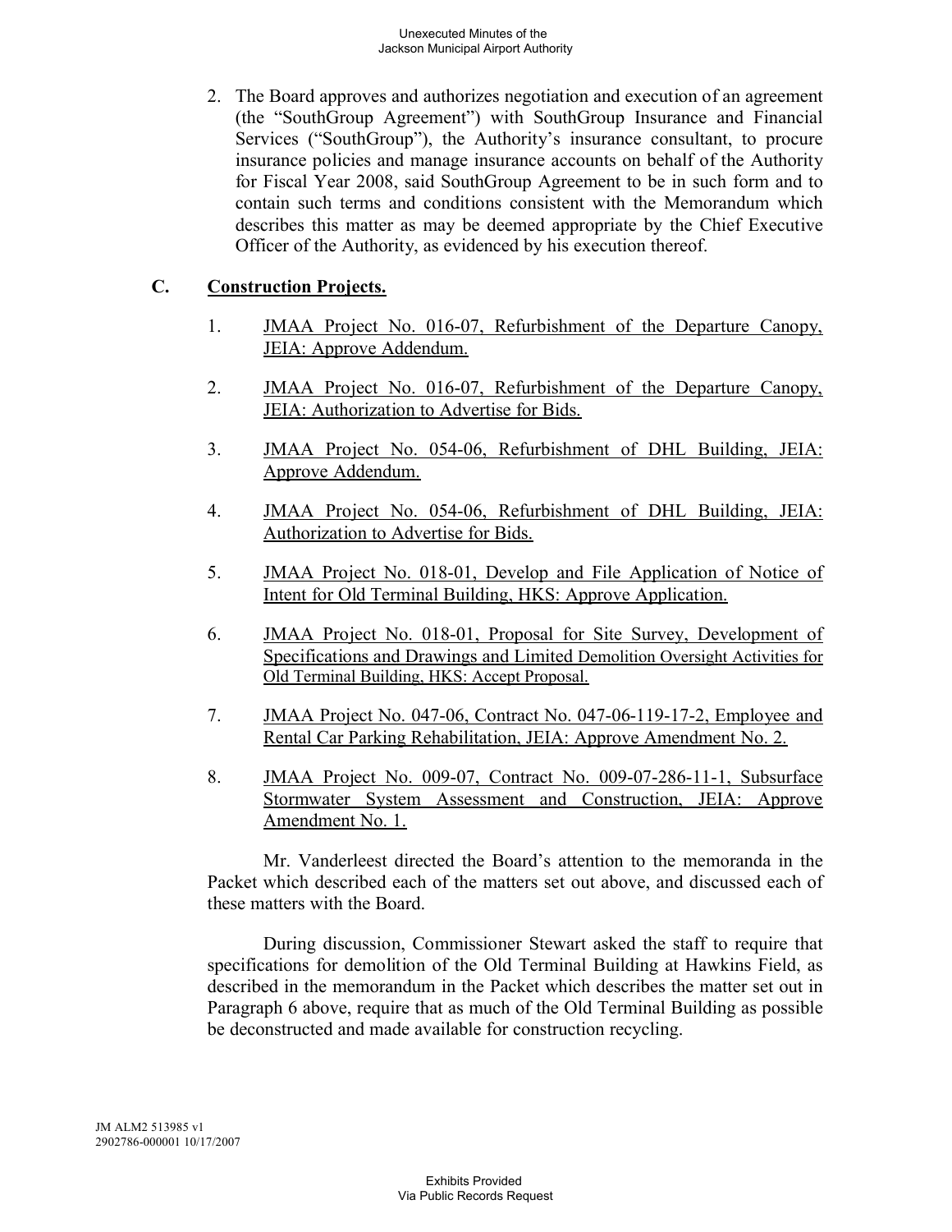2. The Board approves and authorizes negotiation and execution of an agreement (the "SouthGroup Agreement") with SouthGroup Insurance and Financial Services ("SouthGroup"), the Authority's insurance consultant, to procure insurance policies and manage insurance accounts on behalf of the Authority for Fiscal Year 2008, said SouthGroup Agreement to be in such form and to contain such terms and conditions consistent with the Memorandum which describes this matter as may be deemed appropriate by the Chief Executive Officer of the Authority, as evidenced by his execution thereof.

**C. Construction Projects.**

1. JMAA Project No. 016-07, Refurbishment of the Departure Canopy, JEIA: Approve Addendum.

2. JMAA Project No. 016-07, Refurbishment of the Departure Canopy, JEIA: Authorization to Advertise for Bids.

3. JMAA Project No. 054-06, Refurbishment of DHL Building, JEIA: Approve Addendum.

4. JMAA Project No. 054-06, Refurbishment of DHL Building, JEIA: Authorization to Advertise for Bids.

5. JMAA Project No. 018-01, Develop and File Application of Notice of Intent for Old Terminal Building, HKS: Approve Application.

6. JMAA Project No. 018-01, Proposal for Site Survey, Development of Specifications and Drawings and Limited Demolition Oversight Activities for Old Terminal Building, HKS: Accept Proposal.

7. JMAA Project No. 047-06, Contract No. 047-06-119-17-2, Employee and Rental Car Parking Rehabilitation, JEIA: Approve Amendment No. 2.

8. JMAA Project No. 009-07, Contract No. 009-07-286-11-1, Subsurface Stormwater System Assessment and Construction, JEIA: Approve Amendment No. 1.

Mr. Vanderleest directed the Board's attention to the memoranda in the Packet which described each of the matters set out above, and discussed each of these matters with the Board.

During discussion, Commissioner Stewart asked the staff to require that specifications for demolition of the Old Terminal Building at Hawkins Field, as described in the memorandum in the Packet which describes the matter set out in Paragraph 6 above, require that as much of the Old Terminal Building as possible be deconstructed and made available for construction recycling.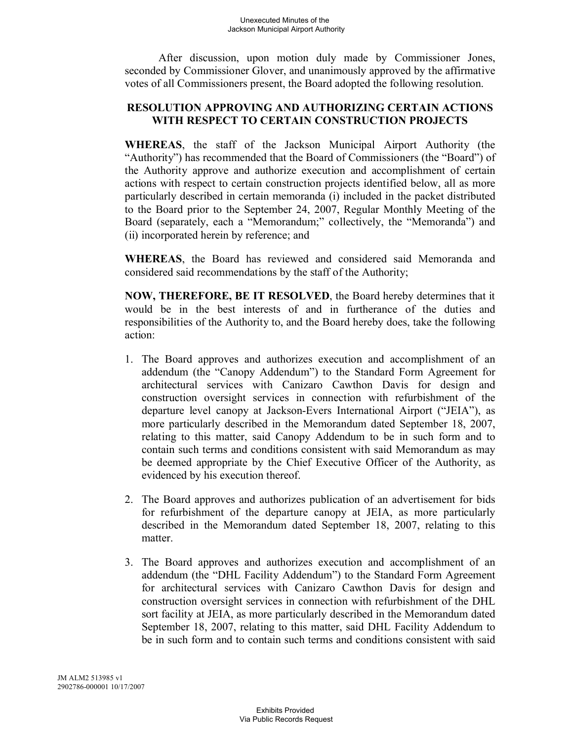After discussion, upon motion duly made by Commissioner Jones, seconded by Commissioner Glover, and unanimously approved by the affirmative votes of all Commissioners present, the Board adopted the following resolution.

**RESOLUTION APPROVING AND AUTHORIZING CERTAIN ACTIONS WITH RESPECT TO CERTAIN CONSTRUCTION PROJECTS**

**WHEREAS**, the staff of the Jackson Municipal Airport Authority (the "Authority") has recommended that the Board of Commissioners (the "Board") of the Authority approve and authorize execution and accomplishment of certain actions with respect to certain construction projects identified below, all as more particularly described in certain memoranda (i) included in the packet distributed to the Board prior to the September 24, 2007, Regular Monthly Meeting of the Board (separately, each a "Memorandum;" collectively, the "Memoranda") and (ii) incorporated herein by reference; and

**WHEREAS**, the Board has reviewed and considered said Memoranda and considered said recommendations by the staff of the Authority;

**NOW, THEREFORE, BE IT RESOLVED**, the Board hereby determines that it would be in the best interests of and in furtherance of the duties and responsibilities of the Authority to, and the Board hereby does, take the following action:

1. The Board approves and authorizes execution and accomplishment of an addendum (the "Canopy Addendum") to the Standard Form Agreement for architectural services with Canizaro Cawthon Davis for design and construction oversight services in connection with refurbishment of the departure level canopy at Jackson-Evers International Airport ("JEIA"), as more particularly described in the Memorandum dated September 18, 2007, relating to this matter, said Canopy Addendum to be in such form and to contain such terms and conditions consistent with said Memorandum as may be deemed appropriate by the Chief Executive Officer of the Authority, as evidenced by his execution thereof.

2. The Board approves and authorizes publication of an advertisement for bids for refurbishment of the departure canopy at JEIA, as more particularly described in the Memorandum dated September 18, 2007, relating to this matter.

3. The Board approves and authorizes execution and accomplishment of an addendum (the "DHL Facility Addendum") to the Standard Form Agreement for architectural services with Canizaro Cawthon Davis for design and construction oversight services in connection with refurbishment of the DHL sort facility at JEIA, as more particularly described in the Memorandum dated September 18, 2007, relating to this matter, said DHL Facility Addendum to be in such form and to contain such terms and conditions consistent with said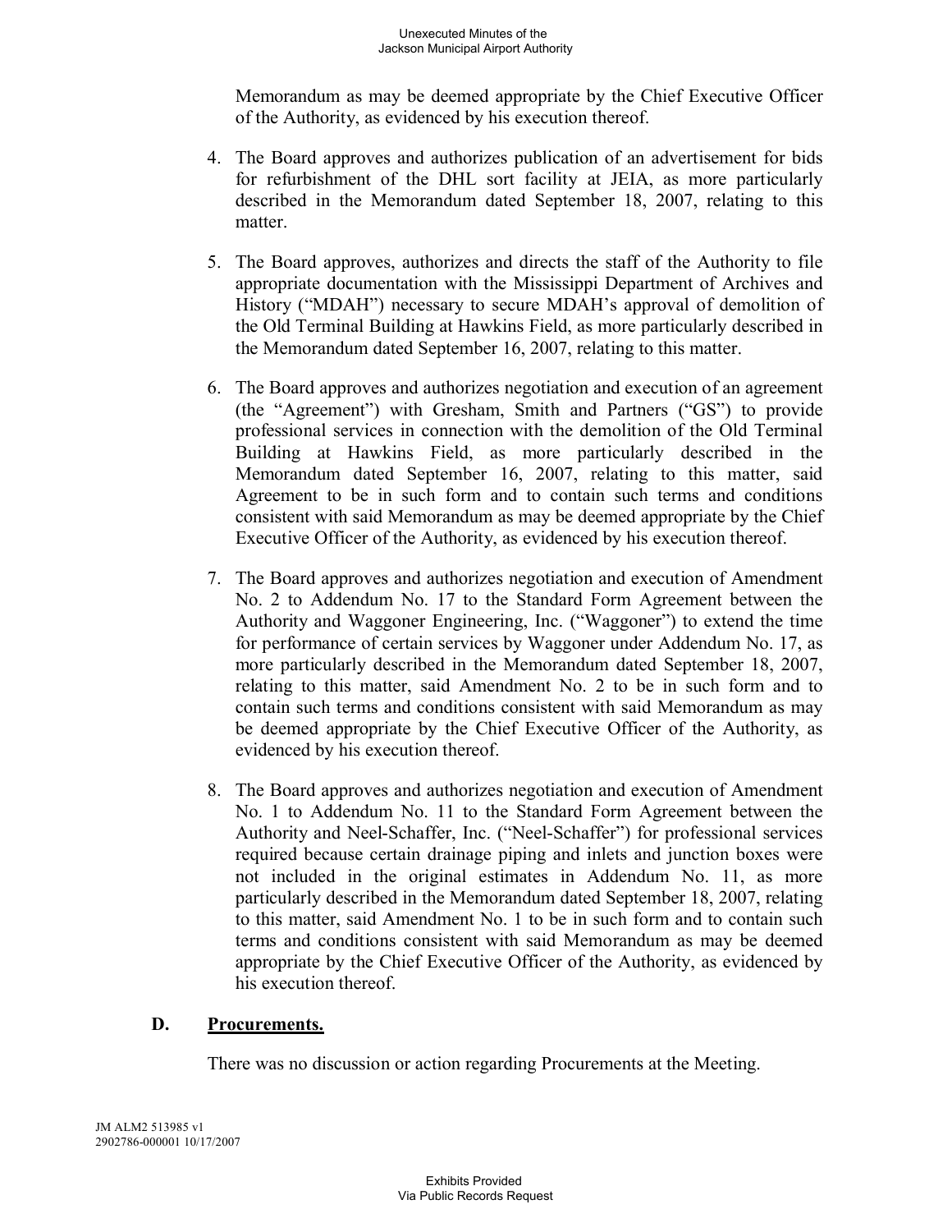Memorandum as may be deemed appropriate by the Chief Executive Officer of the Authority, as evidenced by his execution thereof.

4. The Board approves and authorizes publication of an advertisement for bids for refurbishment of the DHL sort facility at JEIA, as more particularly described in the Memorandum dated September 18, 2007, relating to this matter.

5. The Board approves, authorizes and directs the staff of the Authority to file appropriate documentation with the Mississippi Department of Archives and History ("MDAH") necessary to secure MDAH's approval of demolition of the Old Terminal Building at Hawkins Field, as more particularly described in the Memorandum dated September 16, 2007, relating to this matter.

6. The Board approves and authorizes negotiation and execution of an agreement (the "Agreement") with Gresham, Smith and Partners ("GS") to provide professional services in connection with the demolition of the Old Terminal Building at Hawkins Field, as more particularly described in the Memorandum dated September 16, 2007, relating to this matter, said Agreement to be in such form and to contain such terms and conditions consistent with said Memorandum as may be deemed appropriate by the Chief Executive Officer of the Authority, as evidenced by his execution thereof.

7. The Board approves and authorizes negotiation and execution of Amendment No. 2 to Addendum No. 17 to the Standard Form Agreement between the Authority and Waggoner Engineering, Inc. ("Waggoner") to extend the time for performance of certain services by Waggoner under Addendum No. 17, as more particularly described in the Memorandum dated September 18, 2007, relating to this matter, said Amendment No. 2 to be in such form and to contain such terms and conditions consistent with said Memorandum as may be deemed appropriate by the Chief Executive Officer of the Authority, as evidenced by his execution thereof.

8. The Board approves and authorizes negotiation and execution of Amendment No. 1 to Addendum No. 11 to the Standard Form Agreement between the Authority and Neel-Schaffer, Inc. ("Neel-Schaffer") for professional services required because certain drainage piping and inlets and junction boxes were not included in the original estimates in Addendum No. 11, as more particularly described in the Memorandum dated September 18, 2007, relating to this matter, said Amendment No. 1 to be in such form and to contain such terms and conditions consistent with said Memorandum as may be deemed appropriate by the Chief Executive Officer of the Authority, as evidenced by his execution thereof.

## D. **Procurements.**

There was no discussion or action regarding Procurements at the Meeting.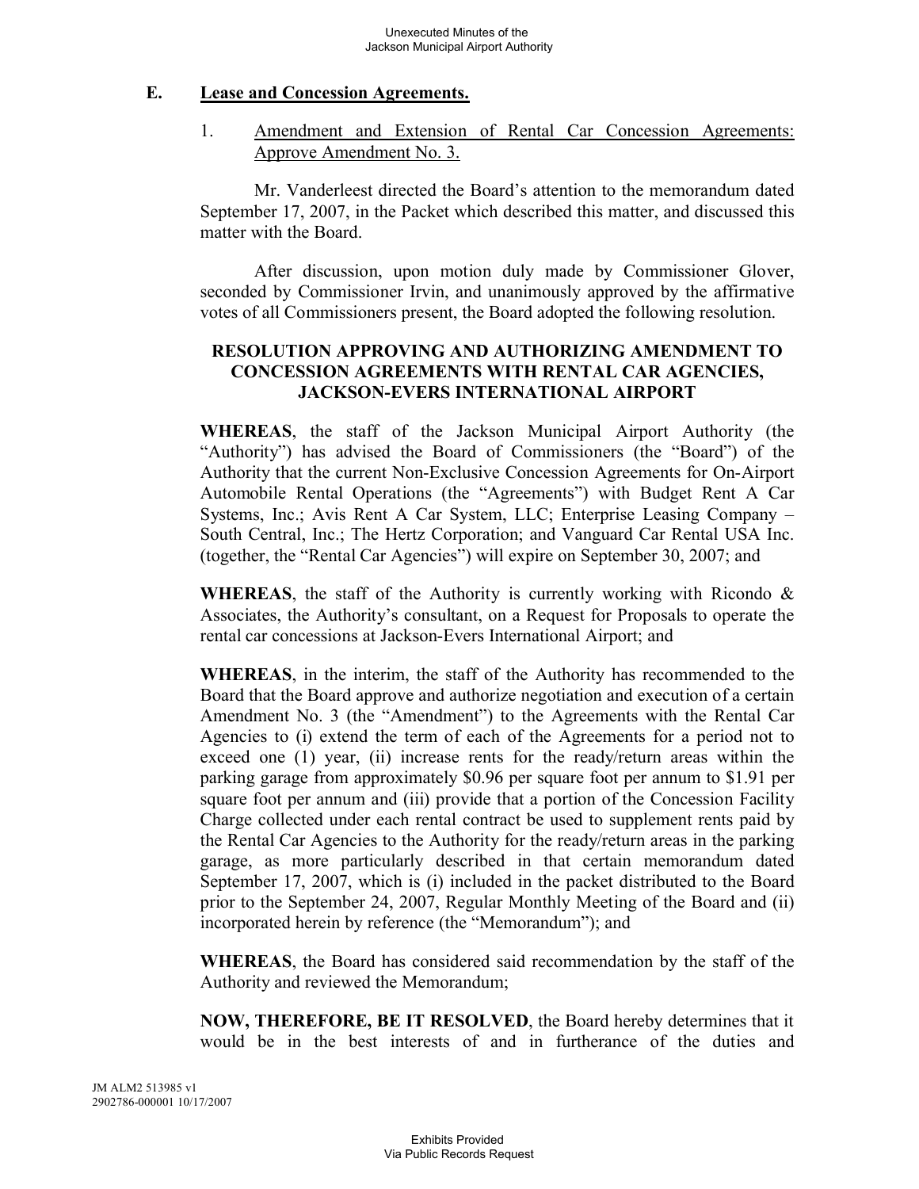## E. Lease and Concession Agreements.

1. Amendment and Extension of Rental Car Concession Agreements: Approve Amendment No. 3.

Mr. Vanderleest directed the Board's attention to the memorandum dated September 17, 2007, in the Packet which described this matter, and discussed this matter with the Board.

After discussion, upon motion duly made by Commissioner Glover, seconded by Commissioner Irvin, and unanimously approved by the affirmative votes of all Commissioners present, the Board adopted the following resolution.

**RESOLUTION APPROVING AND AUTHORIZING AMENDMENT TO CONCESSION AGREEMENTS WITH RENTAL CAR AGENCIES, JACKSON-EVERS INTERNATIONAL AIRPORT**

**WHEREAS**, the staff of the Jackson Municipal Airport Authority (the "Authority") has advised the Board of Commissioners (the "Board") of the Authority that the current Non-Exclusive Concession Agreements for On-Airport Automobile Rental Operations (the "Agreements") with Budget Rent A Car Systems, Inc.; Avis Rent A Car System, LLC; Enterprise Leasing Company – South Central, Inc.; The Hertz Corporation; and Vanguard Car Rental USA Inc. (together, the "Rental Car Agencies") will expire on September 30, 2007; and

**WHEREAS**, the staff of the Authority is currently working with Ricondo & Associates, the Authority's consultant, on a Request for Proposals to operate the rental car concessions at Jackson-Evers International Airport; and

**WHEREAS**, in the interim, the staff of the Authority has recommended to the Board that the Board approve and authorize negotiation and execution of a certain Amendment No. 3 (the "Amendment") to the Agreements with the Rental Car Agencies to (i) extend the term of each of the Agreements for a period not to exceed one (1) year, (ii) increase rents for the ready/return areas within the parking garage from approximately $0.96 per square foot per annum to $1.91 per square foot per annum and (iii) provide that a portion of the Concession Facility Charge collected under each rental contract be used to supplement rents paid by the Rental Car Agencies to the Authority for the ready/return areas in the parking garage, as more particularly described in that certain memorandum dated September 17, 2007, which is (i) included in the packet distributed to the Board prior to the September 24, 2007, Regular Monthly Meeting of the Board and (ii) incorporated herein by reference (the "Memorandum"); and

**WHEREAS**, the Board has considered said recommendation by the staff of the Authority and reviewed the Memorandum;

**NOW, THEREFORE, BE IT RESOLVED**, the Board hereby determines that it would be in the best interests of and in furtherance of the duties and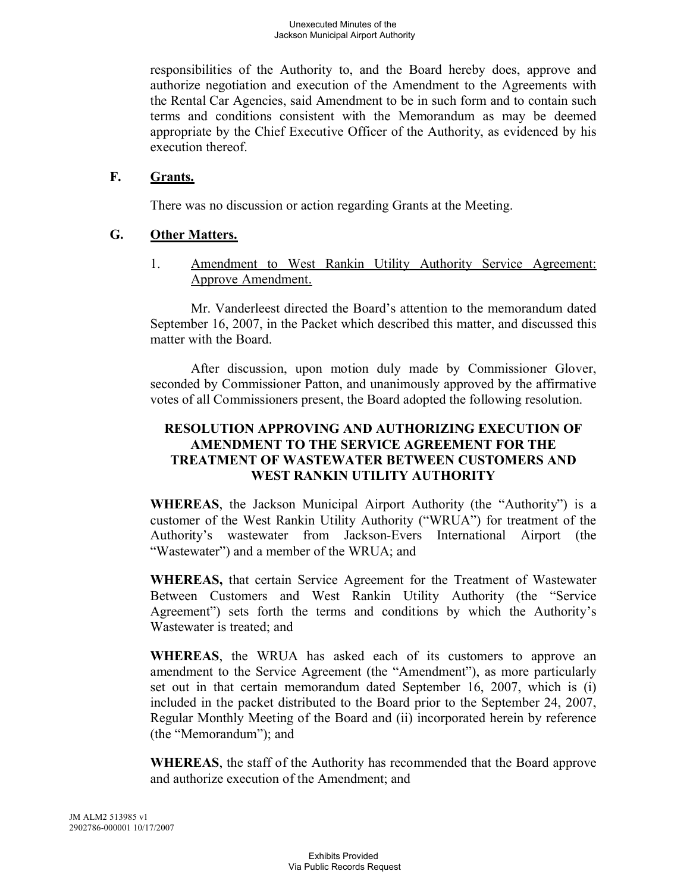responsibilities of the Authority to, and the Board hereby does, approve and authorize negotiation and execution of the Amendment to the Agreements with the Rental Car Agencies, said Amendment to be in such form and to contain such terms and conditions consistent with the Memorandum as may be deemed appropriate by the Chief Executive Officer of the Authority, as evidenced by his execution thereof.

## F. Grants.

There was no discussion or action regarding Grants at the Meeting.

## G. Other Matters.

1. Amendment to West Rankin Utility Authority Service Agreement: Approve Amendment.

Mr. Vanderleest directed the Board's attention to the memorandum dated September 16, 2007, in the Packet which described this matter, and discussed this matter with the Board.

After discussion, upon motion duly made by Commissioner Glover, seconded by Commissioner Patton, and unanimously approved by the affirmative votes of all Commissioners present, the Board adopted the following resolution.

**RESOLUTION APPROVING AND AUTHORIZING EXECUTION OF AMENDMENT TO THE SERVICE AGREEMENT FOR THE TREATMENT OF WASTEWATER BETWEEN CUSTOMERS AND WEST RANKIN UTILITY AUTHORITY**

**WHEREAS**, the Jackson Municipal Airport Authority (the "Authority") is a customer of the West Rankin Utility Authority ("WRUA") for treatment of the Authority's wastewater from Jackson-Evers International Airport (the "Wastewater") and a member of the WRUA; and

**WHEREAS,** that certain Service Agreement for the Treatment of Wastewater Between Customers and West Rankin Utility Authority (the "Service Agreement") sets forth the terms and conditions by which the Authority's Wastewater is treated; and

**WHEREAS**, the WRUA has asked each of its customers to approve an amendment to the Service Agreement (the "Amendment"), as more particularly set out in that certain memorandum dated September 16, 2007, which is (i) included in the packet distributed to the Board prior to the September 24, 2007, Regular Monthly Meeting of the Board and (ii) incorporated herein by reference (the "Memorandum"); and

**WHEREAS**, the staff of the Authority has recommended that the Board approve and authorize execution of the Amendment; and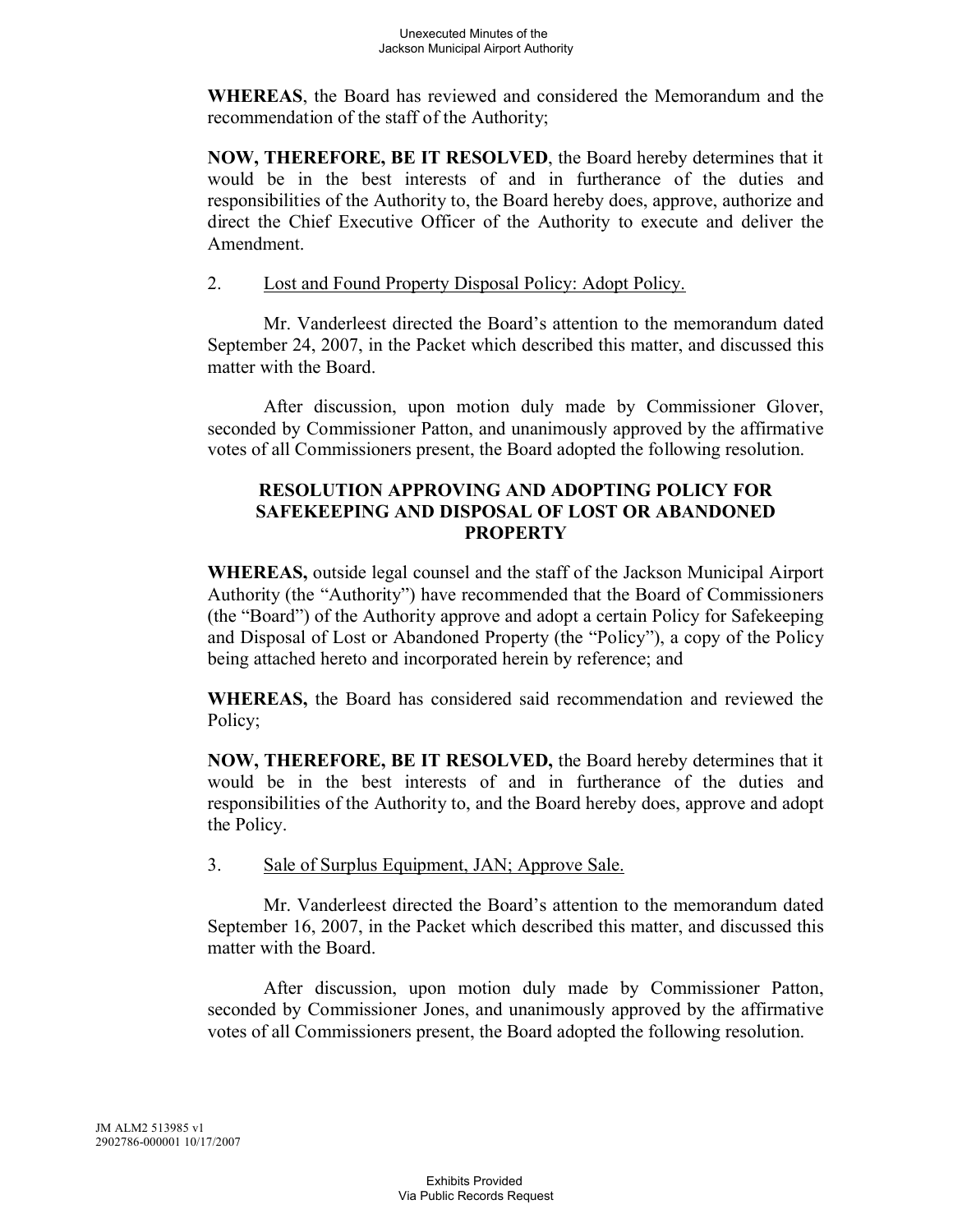**WHEREAS**, the Board has reviewed and considered the Memorandum and the recommendation of the staff of the Authority;

**NOW, THEREFORE, BE IT RESOLVED**, the Board hereby determines that it would be in the best interests of and in furtherance of the duties and responsibilities of the Authority to, the Board hereby does, approve, authorize and direct the Chief Executive Officer of the Authority to execute and deliver the Amendment.

2. Lost and Found Property Disposal Policy: Adopt Policy.

Mr. Vanderleest directed the Board's attention to the memorandum dated September 24, 2007, in the Packet which described this matter, and discussed this matter with the Board.

After discussion, upon motion duly made by Commissioner Glover, seconded by Commissioner Patton, and unanimously approved by the affirmative votes of all Commissioners present, the Board adopted the following resolution.

**RESOLUTION APPROVING AND ADOPTING POLICY FOR SAFEKEEPING AND DISPOSAL OF LOST OR ABANDONED PROPERTY**

**WHEREAS,** outside legal counsel and the staff of the Jackson Municipal Airport Authority (the "Authority") have recommended that the Board of Commissioners (the "Board") of the Authority approve and adopt a certain Policy for Safekeeping and Disposal of Lost or Abandoned Property (the "Policy"), a copy of the Policy being attached hereto and incorporated herein by reference; and

**WHEREAS,** the Board has considered said recommendation and reviewed the Policy;

**NOW, THEREFORE, BE IT RESOLVED,** the Board hereby determines that it would be in the best interests of and in furtherance of the duties and responsibilities of the Authority to, and the Board hereby does, approve and adopt the Policy.

3. Sale of Surplus Equipment, JAN; Approve Sale.

Mr. Vanderleest directed the Board's attention to the memorandum dated September 16, 2007, in the Packet which described this matter, and discussed this matter with the Board.

After discussion, upon motion duly made by Commissioner Patton, seconded by Commissioner Jones, and unanimously approved by the affirmative votes of all Commissioners present, the Board adopted the following resolution.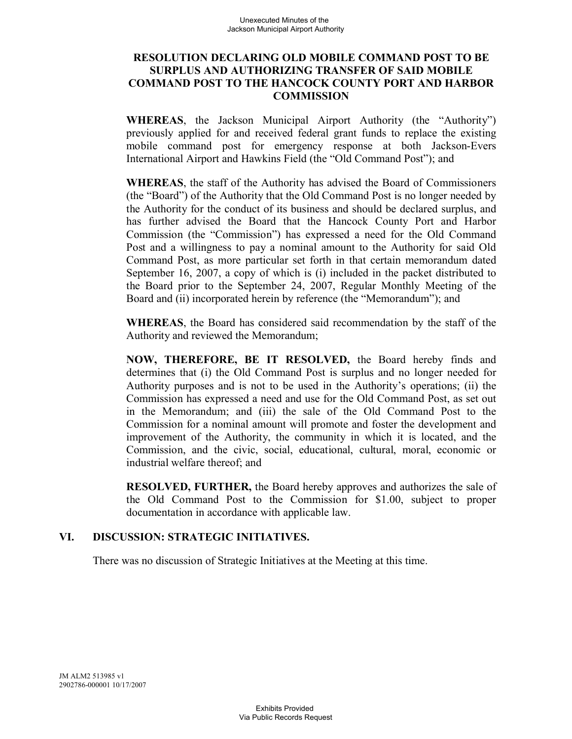**RESOLUTION DECLARING OLD MOBILE COMMAND POST TO BE SURPLUS AND AUTHORIZING TRANSFER OF SAID MOBILE COMMAND POST TO THE HANCOCK COUNTY PORT AND HARBOR COMMISSION**

**WHEREAS**, the Jackson Municipal Airport Authority (the "Authority") previously applied for and received federal grant funds to replace the existing mobile command post for emergency response at both Jackson-Evers International Airport and Hawkins Field (the "Old Command Post"); and

**WHEREAS**, the staff of the Authority has advised the Board of Commissioners (the "Board") of the Authority that the Old Command Post is no longer needed by the Authority for the conduct of its business and should be declared surplus, and has further advised the Board that the Hancock County Port and Harbor Commission (the "Commission") has expressed a need for the Old Command Post and a willingness to pay a nominal amount to the Authority for said Old Command Post, as more particular set forth in that certain memorandum dated September 16, 2007, a copy of which is (i) included in the packet distributed to the Board prior to the September 24, 2007, Regular Monthly Meeting of the Board and (ii) incorporated herein by reference (the "Memorandum"); and

**WHEREAS**, the Board has considered said recommendation by the staff of the Authority and reviewed the Memorandum;

**NOW, THEREFORE, BE IT RESOLVED,** the Board hereby finds and determines that (i) the Old Command Post is surplus and no longer needed for Authority purposes and is not to be used in the Authority's operations; (ii) the Commission has expressed a need and use for the Old Command Post, as set out in the Memorandum; and (iii) the sale of the Old Command Post to the Commission for a nominal amount will promote and foster the development and improvement of the Authority, the community in which it is located, and the Commission, and the civic, social, educational, cultural, moral, economic or industrial welfare thereof; and

**RESOLVED, FURTHER,** the Board hereby approves and authorizes the sale of the Old Command Post to the Commission for $1.00, subject to proper documentation in accordance with applicable law.

## VI. DISCUSSION: STRATEGIC INITIATIVES.

There was no discussion of Strategic Initiatives at the Meeting at this time.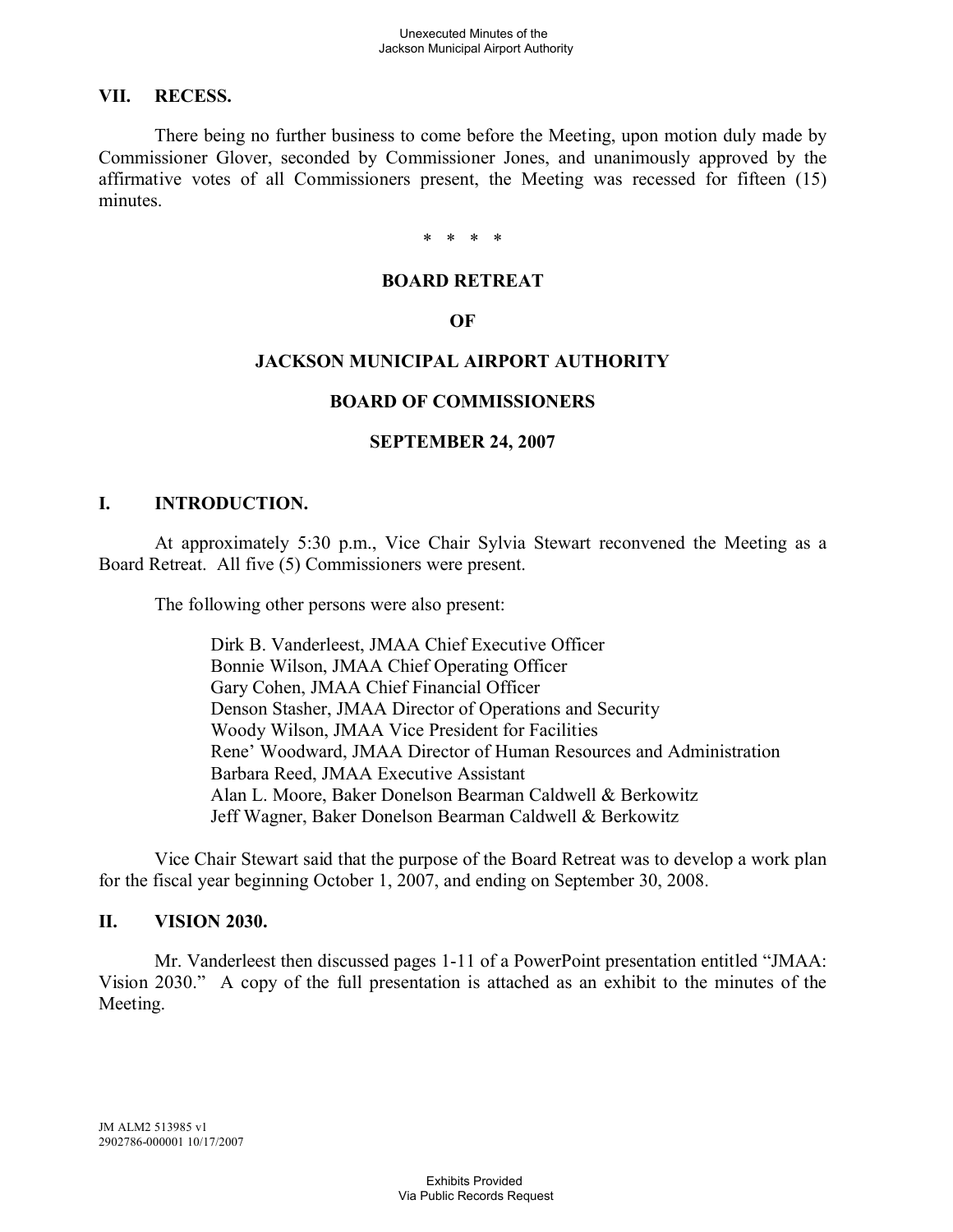## VII. RECESS.

There being no further business to come before the Meeting, upon motion duly made by Commissioner Glover, seconded by Commissioner Jones, and unanimously approved by the affirmative votes of all Commissioners present, the Meeting was recessed for fifteen (15) minutes.

\* \* \* \*

# BOARD RETREAT

# OF

# JACKSON MUNICIPAL AIRPORT AUTHORITY

# BOARD OF COMMISSIONERS

# SEPTEMBER 24, 2007

## I. INTRODUCTION.

At approximately 5:30 p.m., Vice Chair Sylvia Stewart reconvened the Meeting as a Board Retreat. All five (5) Commissioners were present.

The following other persons were also present:

Dirk B. Vanderleest, JMAA Chief Executive Officer
Bonnie Wilson, JMAA Chief Operating Officer
Gary Cohen, JMAA Chief Financial Officer
Denson Stasher, JMAA Director of Operations and Security
Woody Wilson, JMAA Vice President for Facilities
Rene' Woodward, JMAA Director of Human Resources and Administration
Barbara Reed, JMAA Executive Assistant
Alan L. Moore, Baker Donelson Bearman Caldwell & Berkowitz
Jeff Wagner, Baker Donelson Bearman Caldwell & Berkowitz

Vice Chair Stewart said that the purpose of the Board Retreat was to develop a work plan for the fiscal year beginning October 1, 2007, and ending on September 30, 2008.

## II. VISION 2030.

Mr. Vanderleest then discussed pages 1-11 of a PowerPoint presentation entitled "JMAA: Vision 2030." A copy of the full presentation is attached as an exhibit to the minutes of the Meeting.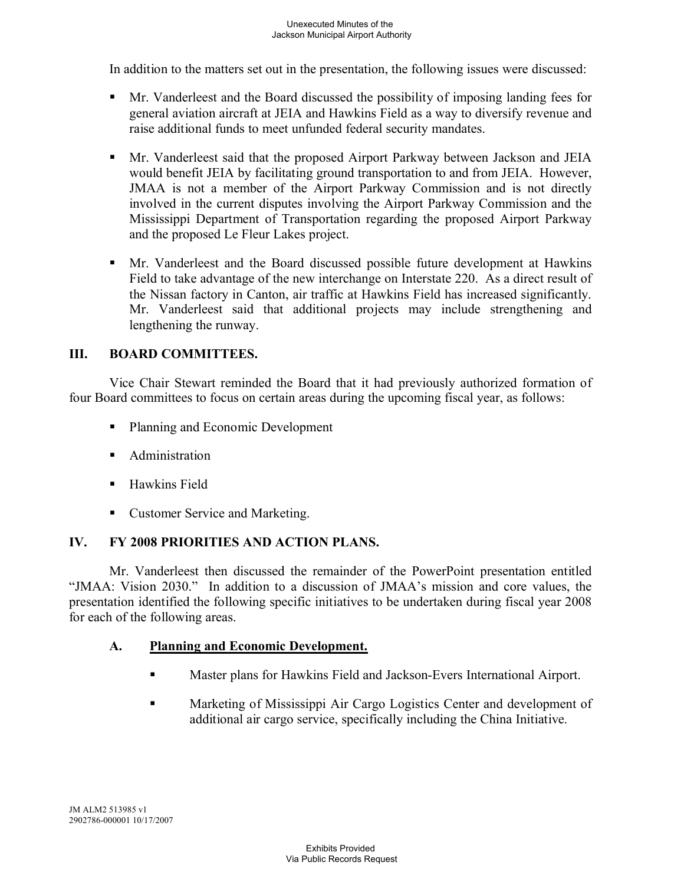In addition to the matters set out in the presentation, the following issues were discussed:

- Mr. Vanderleest and the Board discussed the possibility of imposing landing fees for general aviation aircraft at JEIA and Hawkins Field as a way to diversify revenue and raise additional funds to meet unfunded federal security mandates.
- Mr. Vanderleest said that the proposed Airport Parkway between Jackson and JEIA would benefit JEIA by facilitating ground transportation to and from JEIA. However, JMAA is not a member of the Airport Parkway Commission and is not directly involved in the current disputes involving the Airport Parkway Commission and the Mississippi Department of Transportation regarding the proposed Airport Parkway and the proposed Le Fleur Lakes project.
- Mr. Vanderleest and the Board discussed possible future development at Hawkins Field to take advantage of the new interchange on Interstate 220. As a direct result of the Nissan factory in Canton, air traffic at Hawkins Field has increased significantly. Mr. Vanderleest said that additional projects may include strengthening and lengthening the runway.

## III. BOARD COMMITTEES.

Vice Chair Stewart reminded the Board that it had previously authorized formation of four Board committees to focus on certain areas during the upcoming fiscal year, as follows:

- Planning and Economic Development
- Administration
- Hawkins Field
- Customer Service and Marketing.

## IV. FY 2008 PRIORITIES AND ACTION PLANS.

Mr. Vanderleest then discussed the remainder of the PowerPoint presentation entitled "JMAA: Vision 2030." In addition to a discussion of JMAA's mission and core values, the presentation identified the following specific initiatives to be undertaken during fiscal year 2008 for each of the following areas.

### A. <u>Planning and Economic Development.</u>

- Master plans for Hawkins Field and Jackson-Evers International Airport.
- Marketing of Mississippi Air Cargo Logistics Center and development of additional air cargo service, specifically including the China Initiative.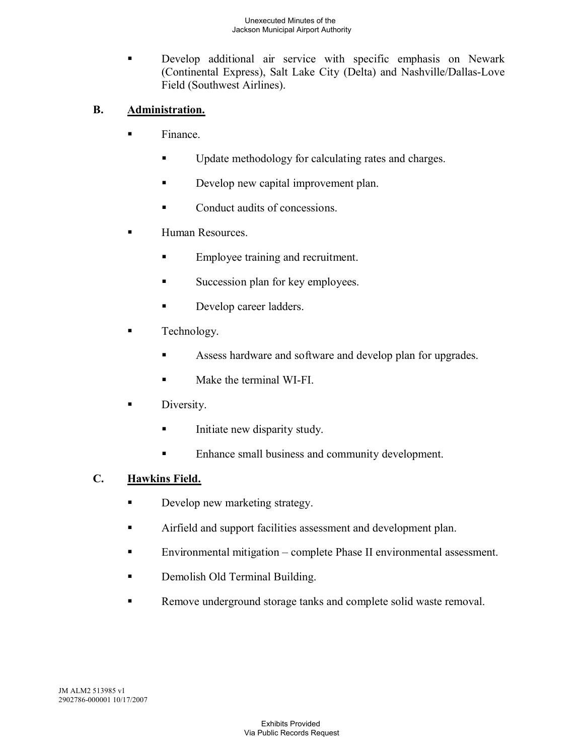- Develop additional air service with specific emphasis on Newark (Continental Express), Salt Lake City (Delta) and Nashville/Dallas-Love Field (Southwest Airlines).

**B. <u>Administration.</u>**

- Finance.
  - Update methodology for calculating rates and charges.
  - Develop new capital improvement plan.
  - Conduct audits of concessions.
- Human Resources.
  - Employee training and recruitment.
  - Succession plan for key employees.
  - Develop career ladders.
- Technology.
  - Assess hardware and software and develop plan for upgrades.
  - Make the terminal WI-FI.
- Diversity.
  - Initiate new disparity study.
  - Enhance small business and community development.

**C. <u>Hawkins Field.</u>**

- Develop new marketing strategy.
- Airfield and support facilities assessment and development plan.
- Environmental mitigation – complete Phase II environmental assessment.
- Demolish Old Terminal Building.
- Remove underground storage tanks and complete solid waste removal.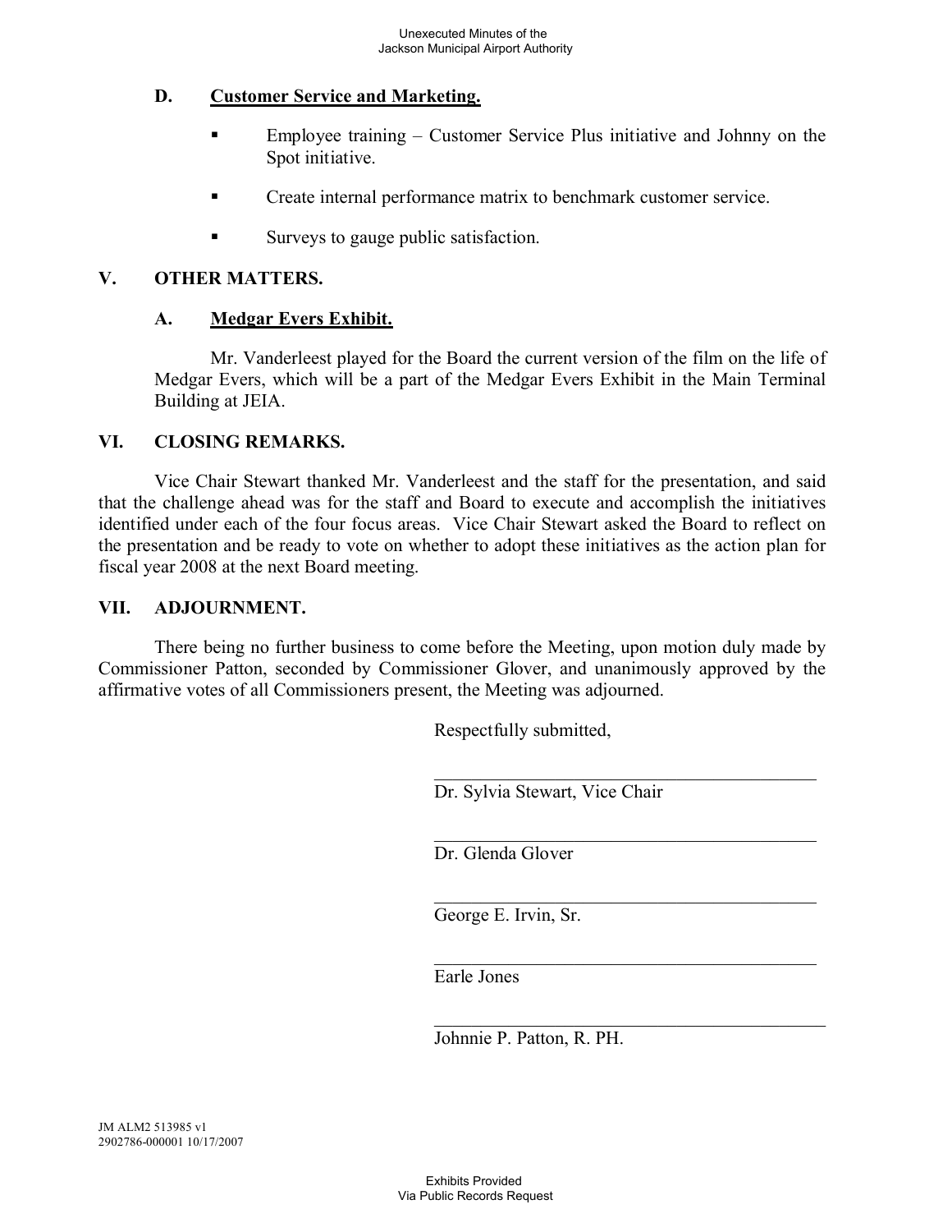### D. Customer Service and Marketing.

- Employee training – Customer Service Plus initiative and Johnny on the Spot initiative.
- Create internal performance matrix to benchmark customer service.
- Surveys to gauge public satisfaction.

## V. OTHER MATTERS.

### A. Medgar Evers Exhibit.

Mr. Vanderleest played for the Board the current version of the film on the life of Medgar Evers, which will be a part of the Medgar Evers Exhibit in the Main Terminal Building at JEIA.

## VI. CLOSING REMARKS.

Vice Chair Stewart thanked Mr. Vanderleest and the staff for the presentation, and said that the challenge ahead was for the staff and Board to execute and accomplish the initiatives identified under each of the four focus areas. Vice Chair Stewart asked the Board to reflect on the presentation and be ready to vote on whether to adopt these initiatives as the action plan for fiscal year 2008 at the next Board meeting.

## VII. ADJOURNMENT.

There being no further business to come before the Meeting, upon motion duly made by Commissioner Patton, seconded by Commissioner Glover, and unanimously approved by the affirmative votes of all Commissioners present, the Meeting was adjourned.

Respectfully submitted,

\_\_\_\_\_\_\_\_\_\_\_\_\_\_\_\_\_\_\_\_\_\_\_\_\_\_\_\_\_\_\_\_\_\_\_\_\_\_\_\_
Dr. Sylvia Stewart, Vice Chair

\_\_\_\_\_\_\_\_\_\_\_\_\_\_\_\_\_\_\_\_\_\_\_\_\_\_\_\_\_\_\_\_\_\_\_\_\_\_\_\_
Dr. Glenda Glover

\_\_\_\_\_\_\_\_\_\_\_\_\_\_\_\_\_\_\_\_\_\_\_\_\_\_\_\_\_\_\_\_\_\_\_\_\_\_\_\_
George E. Irvin, Sr.

\_\_\_\_\_\_\_\_\_\_\_\_\_\_\_\_\_\_\_\_\_\_\_\_\_\_\_\_\_\_\_\_\_\_\_\_\_\_\_\_
Earle Jones

\_\_\_\_\_\_\_\_\_\_\_\_\_\_\_\_\_\_\_\_\_\_\_\_\_\_\_\_\_\_\_\_\_\_\_\_\_\_\_\_
Johnnie P. Patton, R. PH.

JM ALM2 513985 v1
2902786-000001 10/17/2007